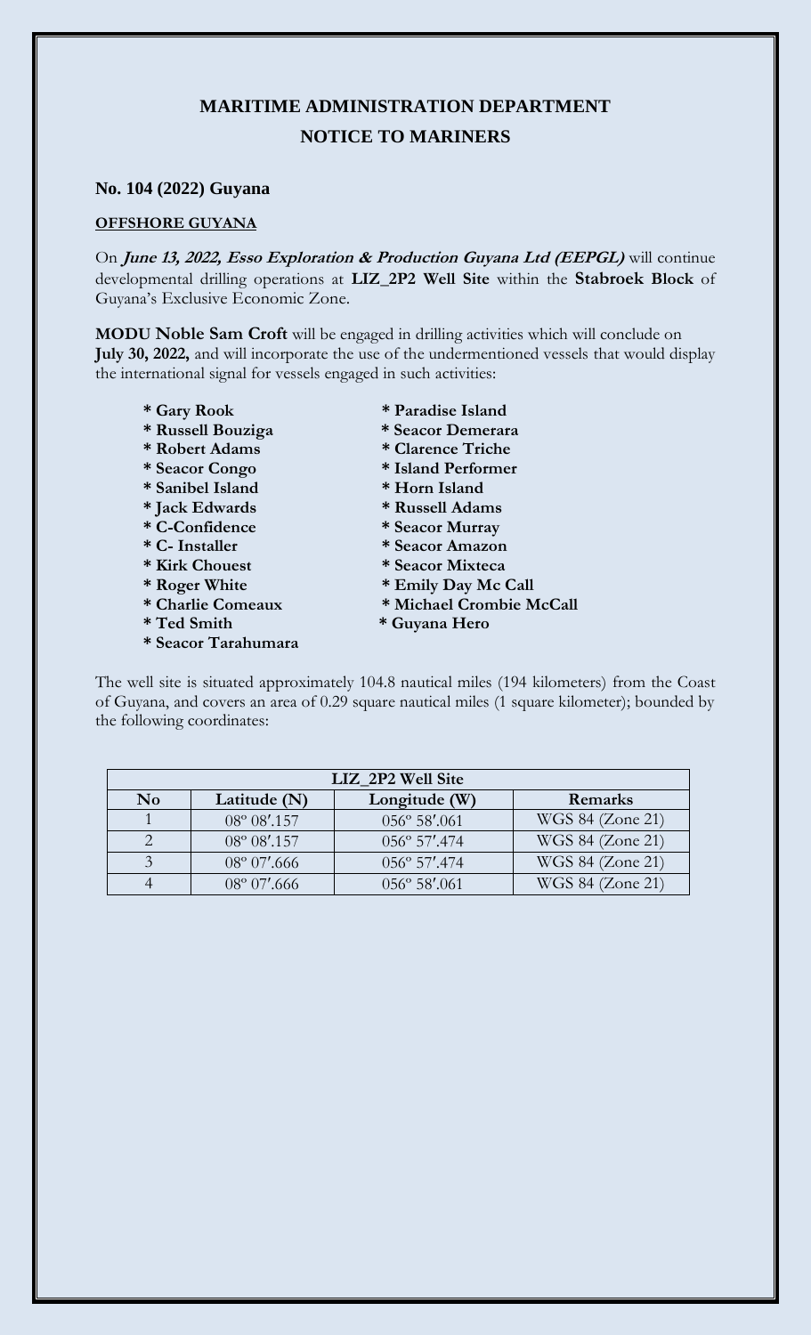# MARITIME ADMINISTRATION DEPARTMENT

## NOTICE TO MARINERS

**No. 104 (2022) Guyana**

**OFFSHORE GUYANA**

On ***June 13, 2022, Esso Exploration & Production Guyana Ltd (EEPGL)*** will continue developmental drilling operations at **LIZ_2P2 Well Site** within the **Stabroek Block** of Guyana's Exclusive Economic Zone.

**MODU Noble Sam Croft** will be engaged in drilling activities which will conclude on **July 30, 2022,** and will incorporate the use of the undermentioned vessels that would display the international signal for vessels engaged in such activities:

- **Gary Rook**
- **Russell Bouziga**
- **Robert Adams**
- **Seacor Congo**
- **Sanibel Island**
- **Jack Edwards**
- **C-Confidence**
- **C- Installer**
- **Kirk Chouest**
- **Roger White**
- **Charlie Comeaux**
- **Ted Smith**
- **Seacor Tarahumara**
- **Paradise Island**
- **Seacor Demerara**
- **Clarence Triche**
- **Island Performer**
- **Horn Island**
- **Russell Adams**
- **Seacor Murray**
- **Seacor Amazon**
- **Seacor Mixteca**
- **Emily Day Mc Call**
- **Michael Crombie McCall**
- **Guyana Hero**

The well site is situated approximately 104.8 nautical miles (194 kilometers) from the Coast of Guyana, and covers an area of 0.29 square nautical miles (1 square kilometer); bounded by the following coordinates:

| LIZ_2P2 Well Site | | | |
|---|---|---|---|
| **No** | **Latitude (N)** | **Longitude (W)** | **Remarks** |
| 1 | 08º 08′.157 | 056º 58′.061 | WGS 84 (Zone 21) |
| 2 | 08º 08′.157 | 056º 57′.474 | WGS 84 (Zone 21) |
| 3 | 08º 07′.666 | 056º 57′.474 | WGS 84 (Zone 21) |
| 4 | 08º 07′.666 | 056º 58′.061 | WGS 84 (Zone 21) |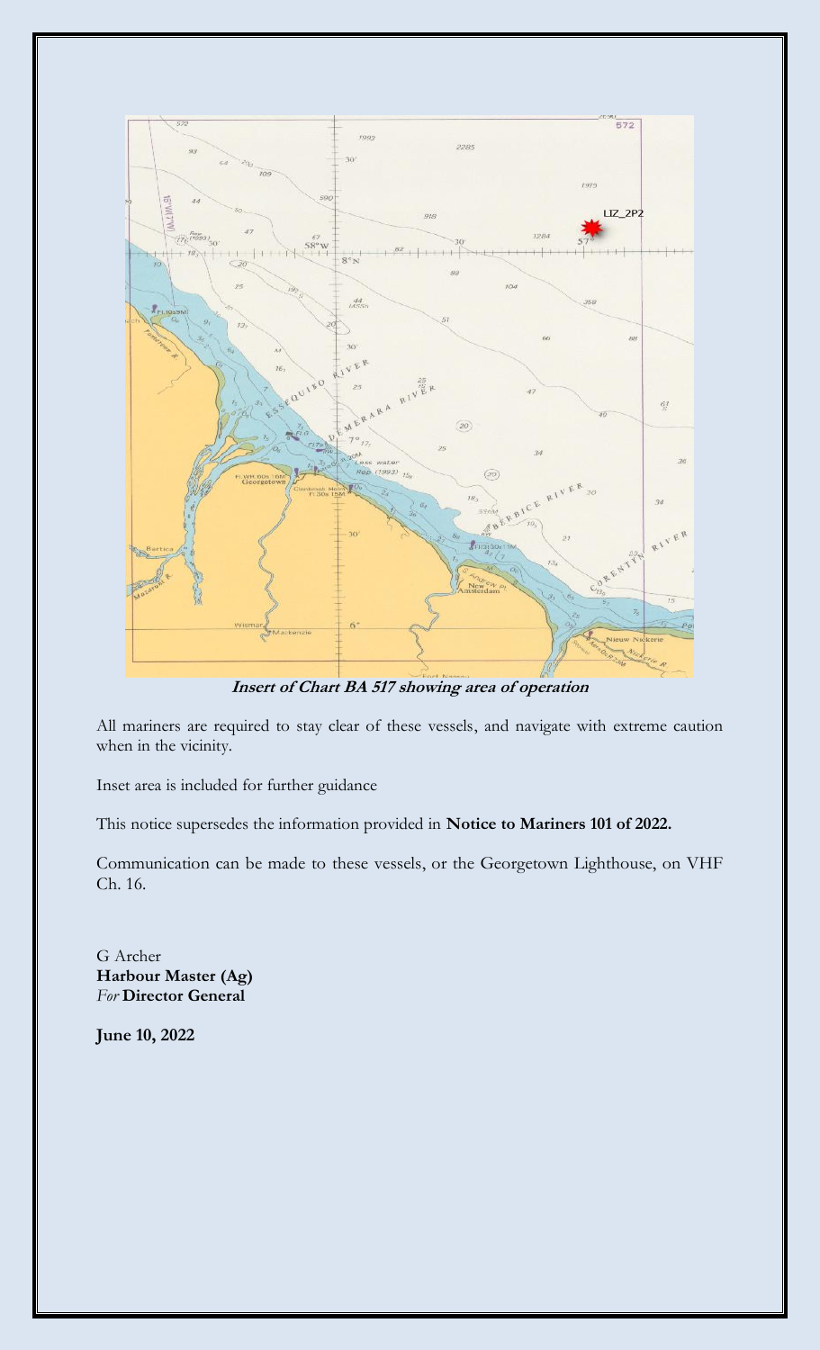**Insert of Chart BA 517 showing area of operation**

All mariners are required to stay clear of these vessels, and navigate with extreme caution when in the vicinity.

Inset area is included for further guidance

This notice supersedes the information provided in **Notice to Mariners 101 of 2022.**

Communication can be made to these vessels, or the Georgetown Lighthouse, on VHF Ch. 16.

G Archer
**Harbour Master (Ag)**
*For* **Director General**

**June 10, 2022**